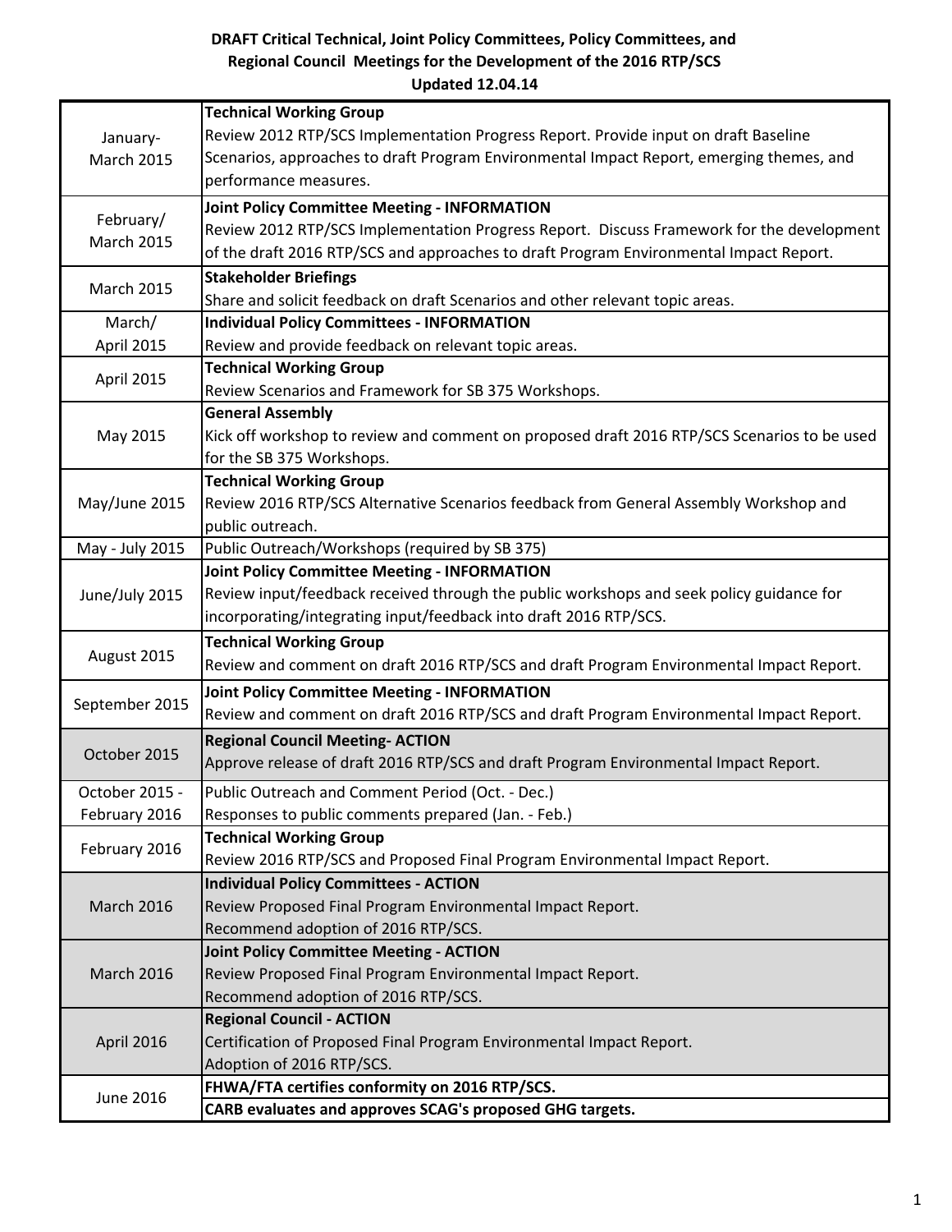**DRAFT Critical Technical, Joint Policy Committees, Policy Committees, and Regional Council Meetings for the Development of the 2016 RTP/SCS**

**Updated 12.04.14**

| Date | Meeting / Activity |
|---|---|
| January-March 2015 | **Technical Working Group**<br>Review 2012 RTP/SCS Implementation Progress Report. Provide input on draft Baseline Scenarios, approaches to draft Program Environmental Impact Report, emerging themes, and performance measures. |
| February/ March 2015 | **Joint Policy Committee Meeting - INFORMATION**<br>Review 2012 RTP/SCS Implementation Progress Report. Discuss Framework for the development of the draft 2016 RTP/SCS and approaches to draft Program Environmental Impact Report. |
| March 2015 | **Stakeholder Briefings**<br>Share and solicit feedback on draft Scenarios and other relevant topic areas. |
| March/ April 2015 | **Individual Policy Committees - INFORMATION**<br>Review and provide feedback on relevant topic areas. |
| April 2015 | **Technical Working Group**<br>Review Scenarios and Framework for SB 375 Workshops. |
| May 2015 | **General Assembly**<br>Kick off workshop to review and comment on proposed draft 2016 RTP/SCS Scenarios to be used for the SB 375 Workshops. |
| May/June 2015 | **Technical Working Group**<br>Review 2016 RTP/SCS Alternative Scenarios feedback from General Assembly Workshop and public outreach. |
| May - July 2015 | Public Outreach/Workshops (required by SB 375) |
| June/July 2015 | **Joint Policy Committee Meeting - INFORMATION**<br>Review input/feedback received through the public workshops and seek policy guidance for incorporating/integrating input/feedback into draft 2016 RTP/SCS. |
| August 2015 | **Technical Working Group**<br>Review and comment on draft 2016 RTP/SCS and draft Program Environmental Impact Report. |
| September 2015 | **Joint Policy Committee Meeting - INFORMATION**<br>Review and comment on draft 2016 RTP/SCS and draft Program Environmental Impact Report. |
| October 2015 | **Regional Council Meeting- ACTION**<br>Approve release of draft 2016 RTP/SCS and draft Program Environmental Impact Report. |
| October 2015 - February 2016 | Public Outreach and Comment Period (Oct. - Dec.)<br>Responses to public comments prepared (Jan. - Feb.) |
| February 2016 | **Technical Working Group**<br>Review 2016 RTP/SCS and Proposed Final Program Environmental Impact Report. |
| March 2016 | **Individual Policy Committees - ACTION**<br>Review Proposed Final Program Environmental Impact Report.<br>Recommend adoption of 2016 RTP/SCS. |
| March 2016 | **Joint Policy Committee Meeting - ACTION**<br>Review Proposed Final Program Environmental Impact Report.<br>Recommend adoption of 2016 RTP/SCS. |
| April 2016 | **Regional Council - ACTION**<br>Certification of Proposed Final Program Environmental Impact Report.<br>Adoption of 2016 RTP/SCS. |
| June 2016 | **FHWA/FTA certifies conformity on 2016 RTP/SCS.** |
| | **CARB evaluates and approves SCAG's proposed GHG targets.** |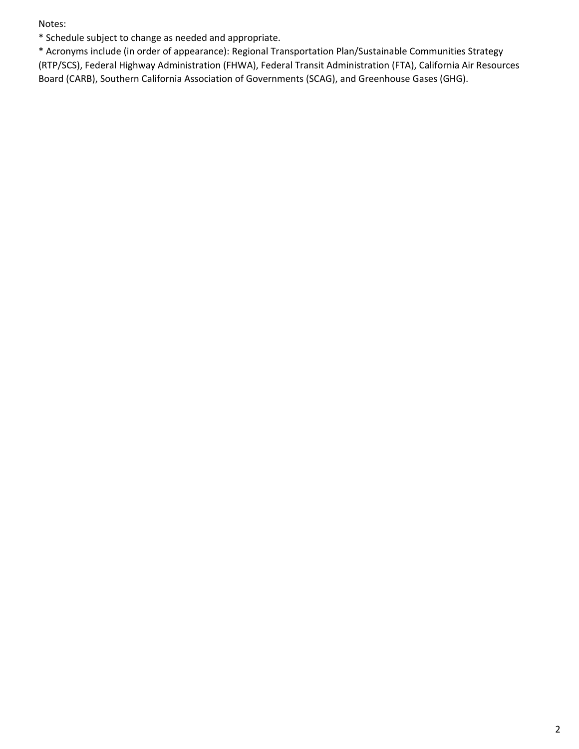Notes:

* Schedule subject to change as needed and appropriate.
* Acronyms include (in order of appearance): Regional Transportation Plan/Sustainable Communities Strategy (RTP/SCS), Federal Highway Administration (FHWA), Federal Transit Administration (FTA), California Air Resources Board (CARB), Southern California Association of Governments (SCAG), and Greenhouse Gases (GHG).